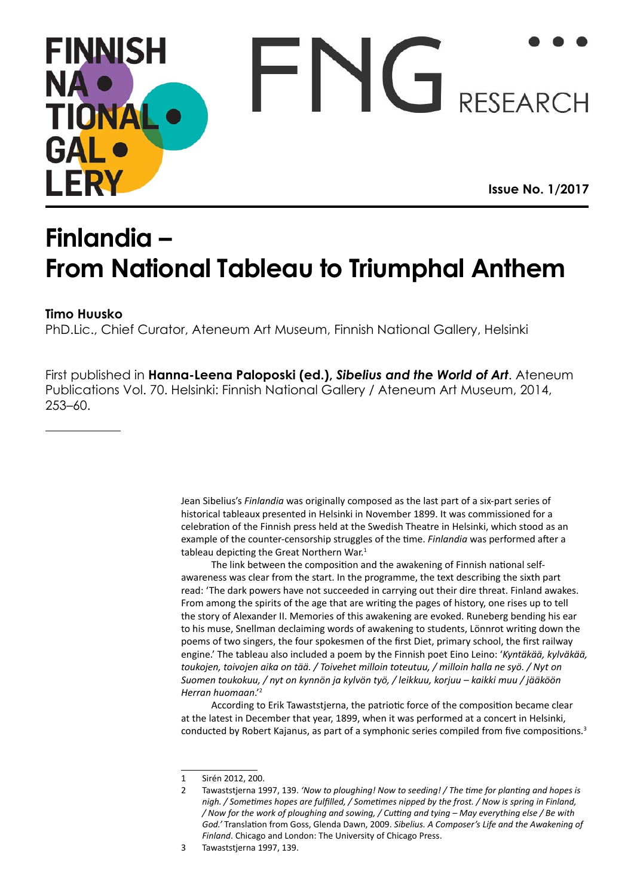# Finlandia – From National Tableau to Triumphal Anthem

**Timo Huusko**
PhD.Lic., Chief Curator, Ateneum Art Museum, Finnish National Gallery, Helsinki

First published in **Hanna-Leena Paloposki (ed.)**, ***Sibelius and the World of Art***. Ateneum Publications Vol. 70. Helsinki: Finnish National Gallery / Ateneum Art Museum, 2014, 253–60.

---

Jean Sibelius's *Finlandia* was originally composed as the last part of a six-part series of historical tableaux presented in Helsinki in November 1899. It was commissioned for a celebration of the Finnish press held at the Swedish Theatre in Helsinki, which stood as an example of the counter-censorship struggles of the time. *Finlandia* was performed after a tableau depicting the Great Northern War.[1]

The link between the composition and the awakening of Finnish national self-awareness was clear from the start. In the programme, the text describing the sixth part read: 'The dark powers have not succeeded in carrying out their dire threat. Finland awakes. From among the spirits of the age that are writing the pages of history, one rises up to tell the story of Alexander II. Memories of this awakening are evoked. Runeberg bending his ear to his muse, Snellman declaiming words of awakening to students, Lönnrot writing down the poems of two singers, the four spokesmen of the first Diet, primary school, the first railway engine.' The tableau also included a poem by the Finnish poet Eino Leino: '*Kyntäkää, kylväkää, toukojen, toivojen aika on tää. / Toivehet milloin toteutuu, / milloin halla ne syö. / Nyt on Suomen toukokuu, / nyt on kynnön ja kylvön työ, / leikkuu, korjuu – kaikki muu / jääköön Herran huomaan*.'[2]

According to Erik Tawaststjerna, the patriotic force of the composition became clear at the latest in December that year, 1899, when it was performed at a concert in Helsinki, conducted by Robert Kajanus, as part of a symphonic series compiled from five compositions.[3]

---

1 Sirén 2012, 200.

2 Tawaststjerna 1997, 139. *'Now to ploughing! Now to seeding! / The time for planting and hopes is nigh. / Sometimes hopes are fulfilled, / Sometimes nipped by the frost. / Now is spring in Finland, / Now for the work of ploughing and sowing, / Cutting and tying – May everything else / Be with God.'* Translation from Goss, Glenda Dawn, 2009. *Sibelius. A Composer's Life and the Awakening of Finland*. Chicago and London: The University of Chicago Press.

3 Tawaststjerna 1997, 139.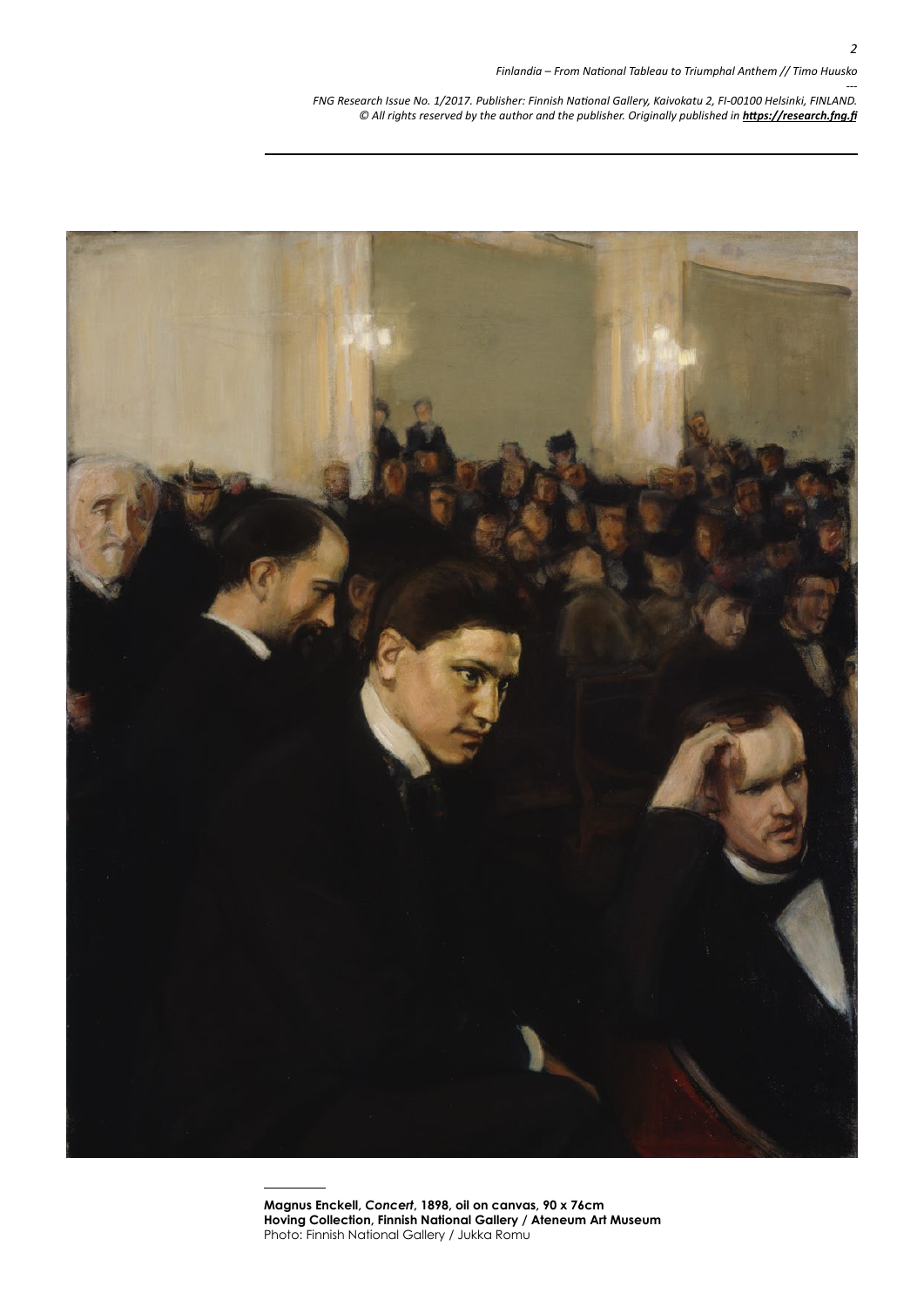**Magnus Enckell, *Concert*, 1898, oil on canvas, 90 x 76cm**
**Hoving Collection, Finnish National Gallery / Ateneum Art Museum**
Photo: Finnish National Gallery / Jukka Romu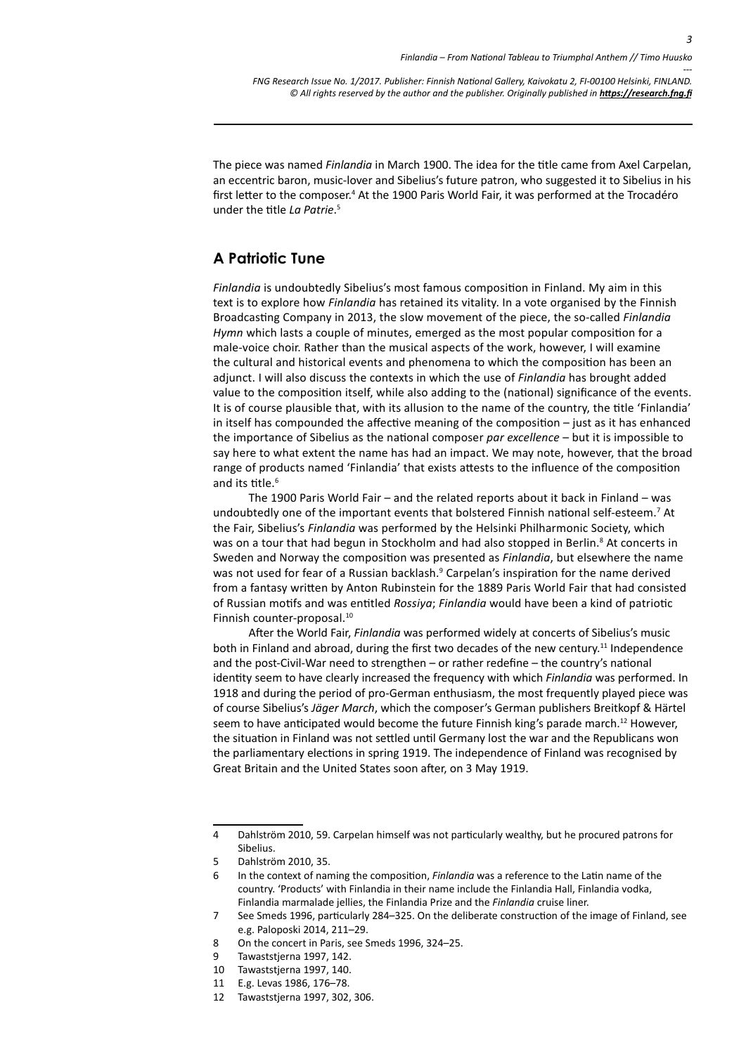The piece was named *Finlandia* in March 1900. The idea for the title came from Axel Carpelan, an eccentric baron, music-lover and Sibelius's future patron, who suggested it to Sibelius in his first letter to the composer.[4] At the 1900 Paris World Fair, it was performed at the Trocadéro under the title *La Patrie*.[5]

## A Patriotic Tune

*Finlandia* is undoubtedly Sibelius's most famous composition in Finland. My aim in this text is to explore how *Finlandia* has retained its vitality. In a vote organised by the Finnish Broadcasting Company in 2013, the slow movement of the piece, the so-called *Finlandia Hymn* which lasts a couple of minutes, emerged as the most popular composition for a male-voice choir. Rather than the musical aspects of the work, however, I will examine the cultural and historical events and phenomena to which the composition has been an adjunct. I will also discuss the contexts in which the use of *Finlandia* has brought added value to the composition itself, while also adding to the (national) significance of the events. It is of course plausible that, with its allusion to the name of the country, the title 'Finlandia' in itself has compounded the affective meaning of the composition – just as it has enhanced the importance of Sibelius as the national composer *par excellence* – but it is impossible to say here to what extent the name has had an impact. We may note, however, that the broad range of products named 'Finlandia' that exists attests to the influence of the composition and its title.[6]

The 1900 Paris World Fair – and the related reports about it back in Finland – was undoubtedly one of the important events that bolstered Finnish national self-esteem.[7] At the Fair, Sibelius's *Finlandia* was performed by the Helsinki Philharmonic Society, which was on a tour that had begun in Stockholm and had also stopped in Berlin.[8] At concerts in Sweden and Norway the composition was presented as *Finlandia*, but elsewhere the name was not used for fear of a Russian backlash.[9] Carpelan's inspiration for the name derived from a fantasy written by Anton Rubinstein for the 1889 Paris World Fair that had consisted of Russian motifs and was entitled *Rossiya*; *Finlandia* would have been a kind of patriotic Finnish counter-proposal.[10]

After the World Fair, *Finlandia* was performed widely at concerts of Sibelius's music both in Finland and abroad, during the first two decades of the new century.[11] Independence and the post-Civil-War need to strengthen – or rather redefine – the country's national identity seem to have clearly increased the frequency with which *Finlandia* was performed. In 1918 and during the period of pro-German enthusiasm, the most frequently played piece was of course Sibelius's *Jäger March*, which the composer's German publishers Breitkopf & Härtel seem to have anticipated would become the future Finnish king's parade march.[12] However, the situation in Finland was not settled until Germany lost the war and the Republicans won the parliamentary elections in spring 1919. The independence of Finland was recognised by Great Britain and the United States soon after, on 3 May 1919.

---

4 Dahlström 2010, 59. Carpelan himself was not particularly wealthy, but he procured patrons for Sibelius.

5 Dahlström 2010, 35.

6 In the context of naming the composition, *Finlandia* was a reference to the Latin name of the country. 'Products' with Finlandia in their name include the Finlandia Hall, Finlandia vodka, Finlandia marmalade jellies, the Finlandia Prize and the *Finlandia* cruise liner.

7 See Smeds 1996, particularly 284–325. On the deliberate construction of the image of Finland, see e.g. Paloposki 2014, 211–29.

8 On the concert in Paris, see Smeds 1996, 324–25.

9 Tawaststjerna 1997, 142.

10 Tawaststjerna 1997, 140.

11 E.g. Levas 1986, 176–78.

12 Tawaststjerna 1997, 302, 306.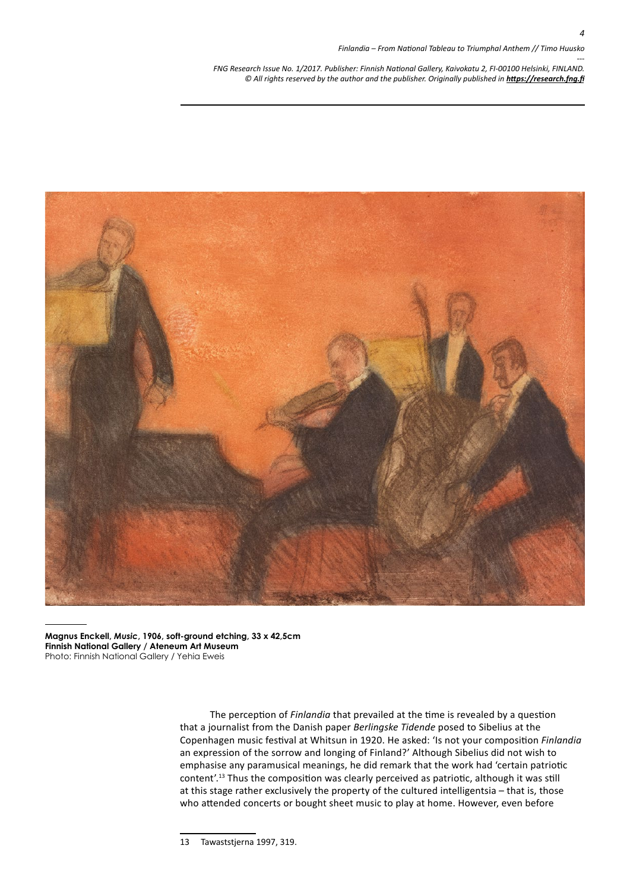**Magnus Enckell, *Music*, 1906, soft-ground etching, 33 x 42,5cm**
**Finnish National Gallery / Ateneum Art Museum**
Photo: Finnish National Gallery / Yehia Eweis

The perception of *Finlandia* that prevailed at the time is revealed by a question that a journalist from the Danish paper *Berlingske Tidende* posed to Sibelius at the Copenhagen music festival at Whitsun in 1920. He asked: 'Is not your composition *Finlandia* an expression of the sorrow and longing of Finland?' Although Sibelius did not wish to emphasise any paramusical meanings, he did remark that the work had 'certain patriotic content'.[13] Thus the composition was clearly perceived as patriotic, although it was still at this stage rather exclusively the property of the cultured intelligentsia – that is, those who attended concerts or bought sheet music to play at home. However, even before

13 Tawaststjerna 1997, 319.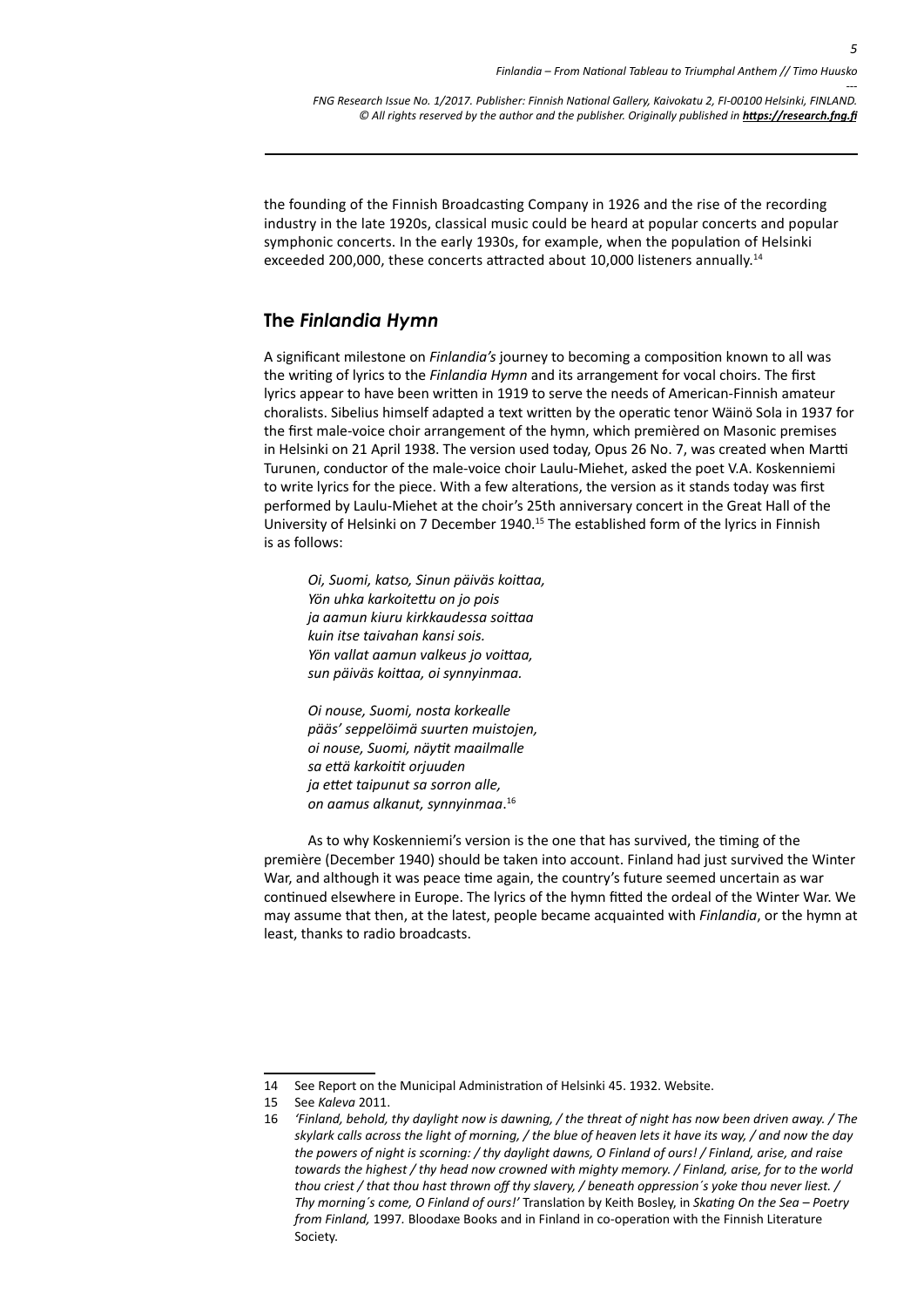the founding of the Finnish Broadcasting Company in 1926 and the rise of the recording industry in the late 1920s, classical music could be heard at popular concerts and popular symphonic concerts. In the early 1930s, for example, when the population of Helsinki exceeded 200,000, these concerts attracted about 10,000 listeners annually.[14]

## The *Finlandia Hymn*

A significant milestone on *Finlandia's* journey to becoming a composition known to all was the writing of lyrics to the *Finlandia Hymn* and its arrangement for vocal choirs. The first lyrics appear to have been written in 1919 to serve the needs of American-Finnish amateur choralists. Sibelius himself adapted a text written by the operatic tenor Wäinö Sola in 1937 for the first male-voice choir arrangement of the hymn, which premièred on Masonic premises in Helsinki on 21 April 1938. The version used today, Opus 26 No. 7, was created when Martti Turunen, conductor of the male-voice choir Laulu-Miehet, asked the poet V.A. Koskenniemi to write lyrics for the piece. With a few alterations, the version as it stands today was first performed by Laulu-Miehet at the choir's 25th anniversary concert in the Great Hall of the University of Helsinki on 7 December 1940.[15] The established form of the lyrics in Finnish is as follows:

> *Oi, Suomi, katso, Sinun päiväs koittaa,*
> *Yön uhka karkoitettu on jo pois*
> *ja aamun kiuru kirkkaudessa soittaa*
> *kuin itse taivahan kansi sois.*
> *Yön vallat aamun valkeus jo voittaa,*
> *sun päiväs koittaa, oi synnyinmaa.*
>
> *Oi nouse, Suomi, nosta korkealle*
> *pääs' seppelöimä suurten muistojen,*
> *oi nouse, Suomi, näytit maailmalle*
> *sa että karkoitit orjuuden*
> *ja ettet taipunut sa sorron alle,*
> *on aamus alkanut, synnyinmaa*.[16]

As to why Koskenniemi's version is the one that has survived, the timing of the première (December 1940) should be taken into account. Finland had just survived the Winter War, and although it was peace time again, the country's future seemed uncertain as war continued elsewhere in Europe. The lyrics of the hymn fitted the ordeal of the Winter War. We may assume that then, at the latest, people became acquainted with *Finlandia*, or the hymn at least, thanks to radio broadcasts.

---

14 See Report on the Municipal Administration of Helsinki 45. 1932. Website.

15 See *Kaleva* 2011.

16 *'Finland, behold, thy daylight now is dawning, / the threat of night has now been driven away. / The skylark calls across the light of morning, / the blue of heaven lets it have its way, / and now the day the powers of night is scorning: / thy daylight dawns, O Finland of ours! / Finland, arise, and raise towards the highest / thy head now crowned with mighty memory. / Finland, arise, for to the world thou criest / that thou hast thrown off thy slavery, / beneath oppression´s yoke thou never liest. / Thy morning´s come, O Finland of ours!'* Translation by Keith Bosley, in *Skating On the Sea – Poetry from Finland,* 1997*.* Bloodaxe Books and in Finland in co-operation with the Finnish Literature Society.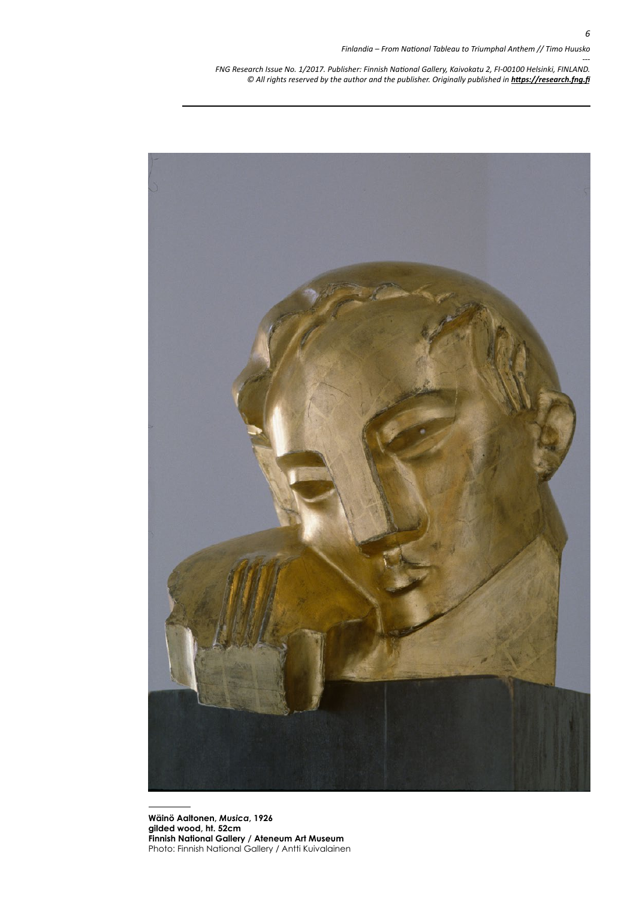**Wäinö Aaltonen, *Musica*, 1926**
**gilded wood, ht. 52cm**
**Finnish National Gallery / Ateneum Art Museum**
Photo: Finnish National Gallery / Antti Kuivalainen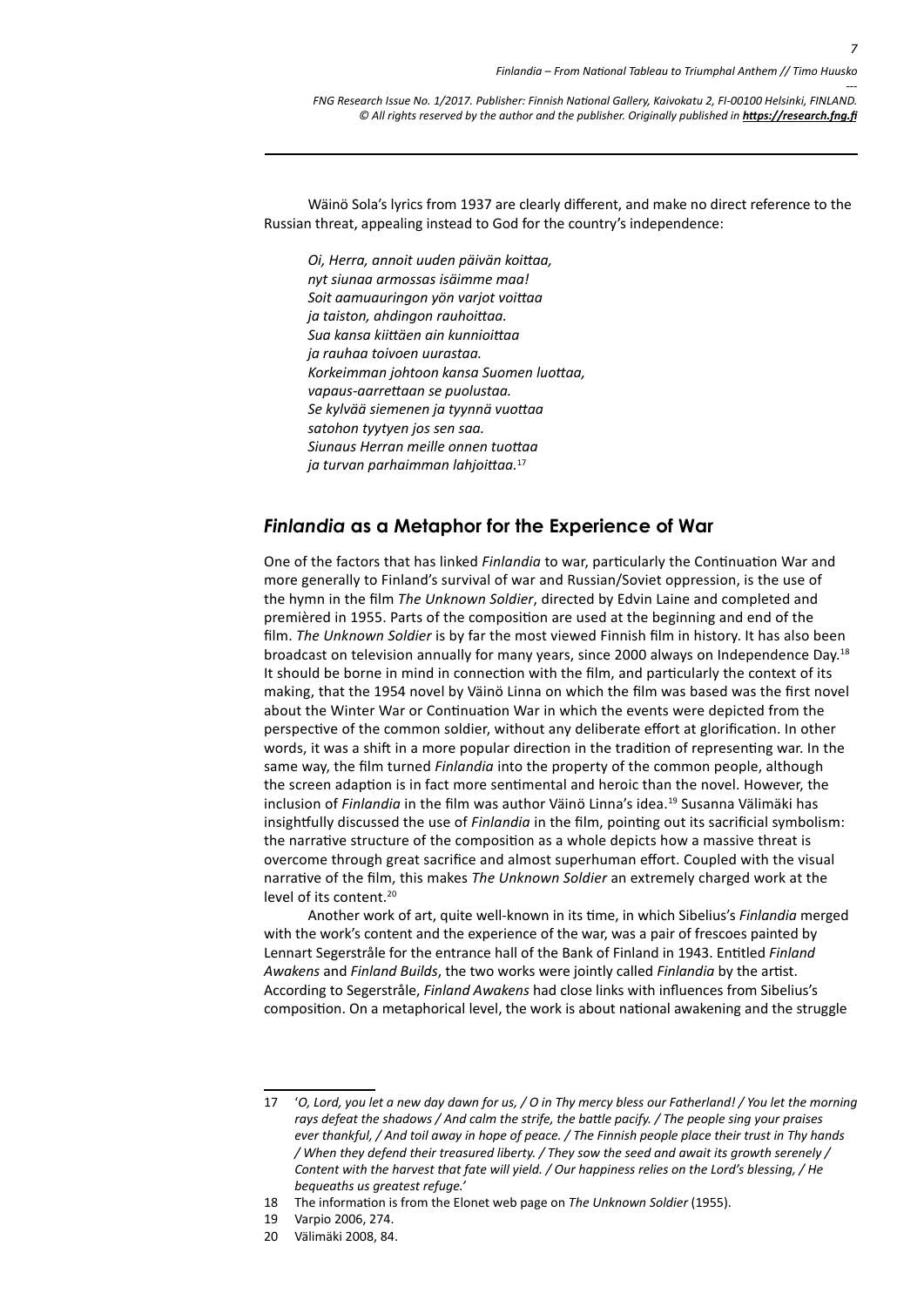Wäinö Sola's lyrics from 1937 are clearly different, and make no direct reference to the Russian threat, appealing instead to God for the country's independence:

*Oi, Herra, annoit uuden päivän koittaa,*
*nyt siunaa armossas isäimme maa!*
*Soit aamuauringon yön varjot voittaa*
*ja taiston, ahdingon rauhoittaa.*
*Sua kansa kiittäen ain kunnioittaa*
*ja rauhaa toivoen uurastaa.*
*Korkeimman johtoon kansa Suomen luottaa,*
*vapaus-aarrettaan se puolustaa.*
*Se kylvää siemenen ja tyynnä vuottaa*
*satohon tyytyen jos sen saa.*
*Siunaus Herran meille onnen tuottaa*
*ja turvan parhaimman lahjoittaa.*[17]

## *Finlandia* as a Metaphor for the Experience of War

One of the factors that has linked *Finlandia* to war, particularly the Continuation War and more generally to Finland's survival of war and Russian/Soviet oppression, is the use of the hymn in the film *The Unknown Soldier*, directed by Edvin Laine and completed and premièred in 1955. Parts of the composition are used at the beginning and end of the film. *The Unknown Soldier* is by far the most viewed Finnish film in history. It has also been broadcast on television annually for many years, since 2000 always on Independence Day.[18] It should be borne in mind in connection with the film, and particularly the context of its making, that the 1954 novel by Väinö Linna on which the film was based was the first novel about the Winter War or Continuation War in which the events were depicted from the perspective of the common soldier, without any deliberate effort at glorification. In other words, it was a shift in a more popular direction in the tradition of representing war. In the same way, the film turned *Finlandia* into the property of the common people, although the screen adaption is in fact more sentimental and heroic than the novel. However, the inclusion of *Finlandia* in the film was author Väinö Linna's idea.[19] Susanna Välimäki has insightfully discussed the use of *Finlandia* in the film, pointing out its sacrificial symbolism: the narrative structure of the composition as a whole depicts how a massive threat is overcome through great sacrifice and almost superhuman effort. Coupled with the visual narrative of the film, this makes *The Unknown Soldier* an extremely charged work at the level of its content.[20]

Another work of art, quite well-known in its time, in which Sibelius's *Finlandia* merged with the work's content and the experience of the war, was a pair of frescoes painted by Lennart Segerstråle for the entrance hall of the Bank of Finland in 1943. Entitled *Finland Awakens* and *Finland Builds*, the two works were jointly called *Finlandia* by the artist. According to Segerstråle, *Finland Awakens* had close links with influences from Sibelius's composition. On a metaphorical level, the work is about national awakening and the struggle

---

17 '*O, Lord, you let a new day dawn for us, / O in Thy mercy bless our Fatherland! / You let the morning rays defeat the shadows / And calm the strife, the battle pacify. / The people sing your praises ever thankful, / And toil away in hope of peace. / The Finnish people place their trust in Thy hands / When they defend their treasured liberty. / They sow the seed and await its growth serenely / Content with the harvest that fate will yield. / Our happiness relies on the Lord's blessing, / He bequeaths us greatest refuge.*'

18 The information is from the Elonet web page on *The Unknown Soldier* (1955).

19 Varpio 2006, 274.

20 Välimäki 2008, 84.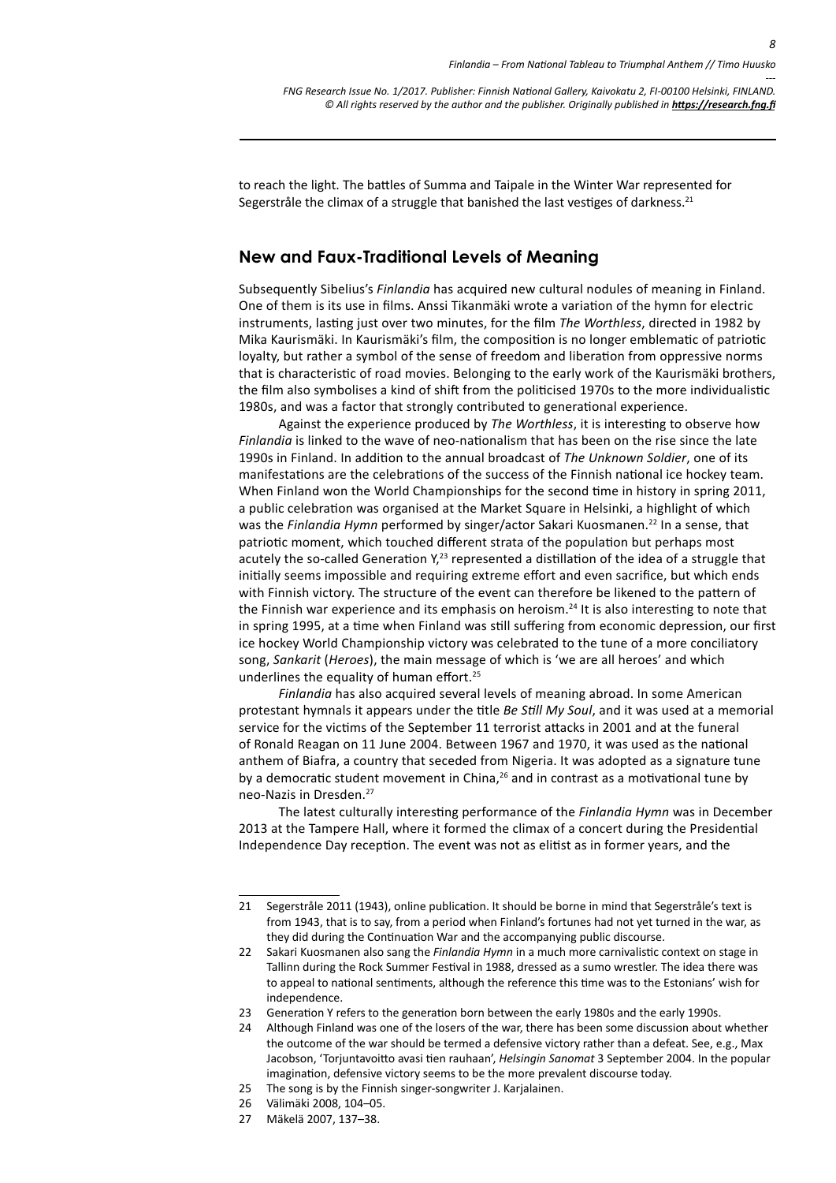to reach the light. The battles of Summa and Taipale in the Winter War represented for Segerstråle the climax of a struggle that banished the last vestiges of darkness.[21]

## New and Faux-Traditional Levels of Meaning

Subsequently Sibelius's *Finlandia* has acquired new cultural nodules of meaning in Finland. One of them is its use in films. Anssi Tikanmäki wrote a variation of the hymn for electric instruments, lasting just over two minutes, for the film *The Worthless*, directed in 1982 by Mika Kaurismäki. In Kaurismäki's film, the composition is no longer emblematic of patriotic loyalty, but rather a symbol of the sense of freedom and liberation from oppressive norms that is characteristic of road movies. Belonging to the early work of the Kaurismäki brothers, the film also symbolises a kind of shift from the politicised 1970s to the more individualistic 1980s, and was a factor that strongly contributed to generational experience.

Against the experience produced by *The Worthless*, it is interesting to observe how *Finlandia* is linked to the wave of neo-nationalism that has been on the rise since the late 1990s in Finland. In addition to the annual broadcast of *The Unknown Soldier*, one of its manifestations are the celebrations of the success of the Finnish national ice hockey team. When Finland won the World Championships for the second time in history in spring 2011, a public celebration was organised at the Market Square in Helsinki, a highlight of which was the *Finlandia Hymn* performed by singer/actor Sakari Kuosmanen.[22] In a sense, that patriotic moment, which touched different strata of the population but perhaps most acutely the so-called Generation Y,[23] represented a distillation of the idea of a struggle that initially seems impossible and requiring extreme effort and even sacrifice, but which ends with Finnish victory. The structure of the event can therefore be likened to the pattern of the Finnish war experience and its emphasis on heroism.[24] It is also interesting to note that in spring 1995, at a time when Finland was still suffering from economic depression, our first ice hockey World Championship victory was celebrated to the tune of a more conciliatory song, *Sankarit* (*Heroes*), the main message of which is 'we are all heroes' and which underlines the equality of human effort.[25]

*Finlandia* has also acquired several levels of meaning abroad. In some American protestant hymnals it appears under the title *Be Still My Soul*, and it was used at a memorial service for the victims of the September 11 terrorist attacks in 2001 and at the funeral of Ronald Reagan on 11 June 2004. Between 1967 and 1970, it was used as the national anthem of Biafra, a country that seceded from Nigeria. It was adopted as a signature tune by a democratic student movement in China,[26] and in contrast as a motivational tune by neo-Nazis in Dresden.[27]

The latest culturally interesting performance of the *Finlandia Hymn* was in December 2013 at the Tampere Hall, where it formed the climax of a concert during the Presidential Independence Day reception. The event was not as elitist as in former years, and the

---

21 Segerstråle 2011 (1943), online publication. It should be borne in mind that Segerstråle's text is from 1943, that is to say, from a period when Finland's fortunes had not yet turned in the war, as they did during the Continuation War and the accompanying public discourse.

22 Sakari Kuosmanen also sang the *Finlandia Hymn* in a much more carnivalistic context on stage in Tallinn during the Rock Summer Festival in 1988, dressed as a sumo wrestler. The idea there was to appeal to national sentiments, although the reference this time was to the Estonians' wish for independence.

23 Generation Y refers to the generation born between the early 1980s and the early 1990s.

24 Although Finland was one of the losers of the war, there has been some discussion about whether the outcome of the war should be termed a defensive victory rather than a defeat. See, e.g., Max Jacobson, 'Torjuntavoitto avasi tien rauhaan', *Helsingin Sanomat* 3 September 2004. In the popular imagination, defensive victory seems to be the more prevalent discourse today.

25 The song is by the Finnish singer-songwriter J. Karjalainen.

26 Välimäki 2008, 104–05.

27 Mäkelä 2007, 137–38.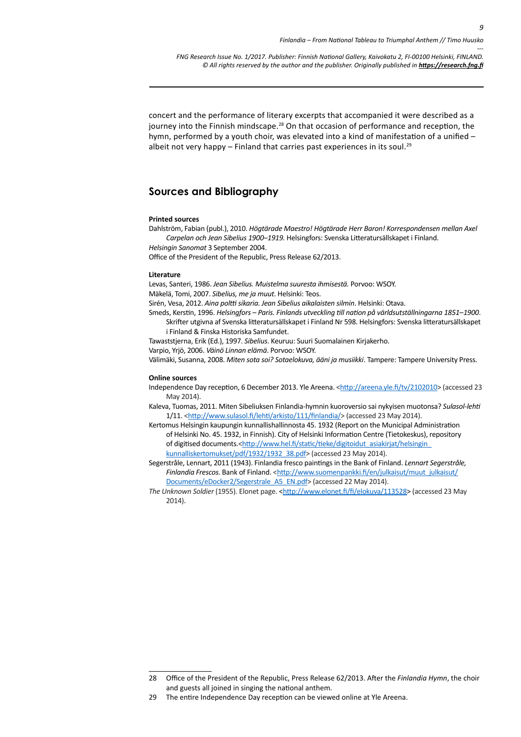concert and the performance of literary excerpts that accompanied it were described as a journey into the Finnish mindscape.[28] On that occasion of performance and reception, the hymn, performed by a youth choir, was elevated into a kind of manifestation of a unified – albeit not very happy – Finland that carries past experiences in its soul.[29]

## Sources and Bibliography

### Printed sources

Dahlström, Fabian (publ.), 2010. *Högtärade Maestro! Högtärade Herr Baron! Korrespondensen mellan Axel Carpelan och Jean Sibelius 1900–1919.* Helsingfors: Svenska Litteratursällskapet i Finland.

*Helsingin Sanomat* 3 September 2004.

Office of the President of the Republic, Press Release 62/2013.

### Literature

Levas, Santeri, 1986. *Jean Sibelius. Muistelma suuresta ihmisestä.* Porvoo: WSOY.

Mäkelä, Tomi, 2007. *Sibelius, me ja muut*. Helsinki: Teos.

Sirén, Vesa, 2012. *Aina poltti sikaria. Jean Sibelius aikalaisten silmin*. Helsinki: Otava.

Smeds, Kerstin, 1996. *Helsingfors – Paris. Finlands utveckling till nation på världsutställningarna 1851–1900*. Skrifter utgivna af Svenska litteratursällskapet i Finland Nr 598. Helsingfors: Svenska litteratursällskapet i Finland & Finska Historiska Samfundet.

Tawaststjerna, Erik (Ed.), 1997. *Sibelius*. Keuruu: Suuri Suomalainen Kirjakerho.

Varpio, Yrjö, 2006. *Väinö Linnan elämä*. Porvoo: WSOY.

Välimäki, Susanna, 2008. *Miten sota soi? Sotaelokuva, ääni ja musiikki*. Tampere: Tampere University Press.

### Online sources

Independence Day reception, 6 December 2013. Yle Areena. <http://areena.yle.fi/tv/2102010> (accessed 23 May 2014).

Kaleva, Tuomas, 2011. Miten Sibeliuksen Finlandia-hymnin kuoroversio sai nykyisen muotonsa? *Sulasol-lehti* 1/11. <http://www.sulasol.fi/lehti/arkisto/111/finlandia/> (accessed 23 May 2014).

Kertomus Helsingin kaupungin kunnallishallinnosta 45. 1932 (Report on the Municipal Administration of Helsinki No. 45. 1932, in Finnish). City of Helsinki Information Centre (Tietokeskus), repository of digitised documents.<http://www.hel.fi/static/tieke/digitoidut_asiakirjat/helsingin_kunnalliskertomukset/pdf/1932/1932_38.pdf> (accessed 23 May 2014).

Segerstråle, Lennart, 2011 (1943). Finlandia fresco paintings in the Bank of Finland. *Lennart Segerstråle, Finlandia Frescos.* Bank of Finland. <http://www.suomenpankki.fi/en/julkaisut/muut_julkaisut/Documents/eDocker2/Segerstrale_A5_EN.pdf> (accessed 22 May 2014).

*The Unknown Soldier* (1955). Elonet page. <http://www.elonet.fi/fi/elokuva/113528> (accessed 23 May 2014).

---

28 Office of the President of the Republic, Press Release 62/2013. After the *Finlandia Hymn*, the choir and guests all joined in singing the national anthem.

29 The entire Independence Day reception can be viewed online at Yle Areena.